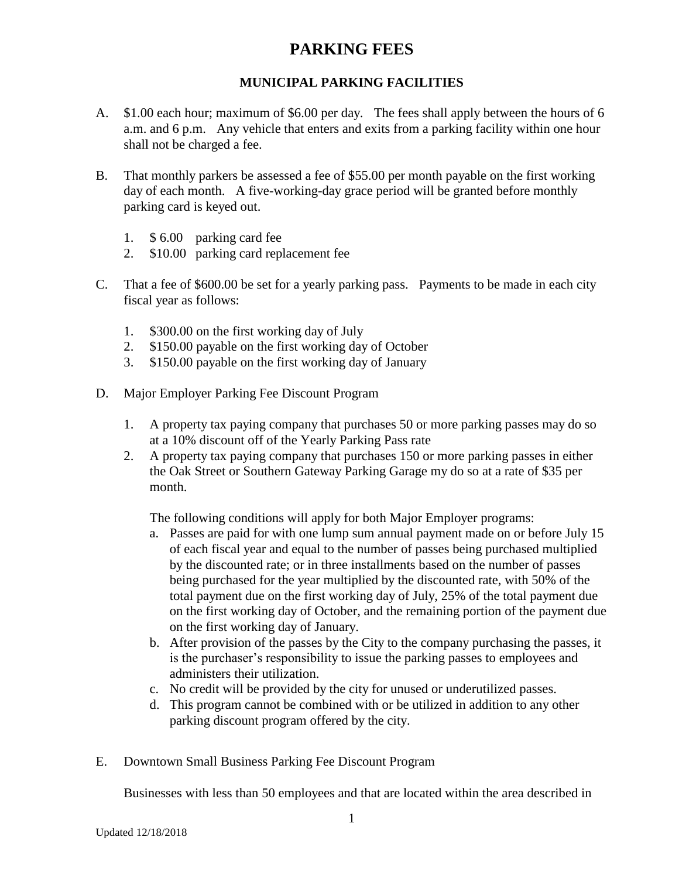# PARKING FEES

## MUNICIPAL PARKING FACILITIES

A. $1.00 each hour; maximum of $6.00 per day. The fees shall apply between the hours of 6 a.m. and 6 p.m. Any vehicle that enters and exits from a parking facility within one hour shall not be charged a fee.

B. That monthly parkers be assessed a fee of $55.00 per month payable on the first working day of each month. A five-working-day grace period will be granted before monthly parking card is keyed out.

   1. $ 6.00 parking card fee
   2. $10.00 parking card replacement fee

C. That a fee of $600.00 be set for a yearly parking pass. Payments to be made in each city fiscal year as follows:

   1. $300.00 on the first working day of July
   2. $150.00 payable on the first working day of October
   3. $150.00 payable on the first working day of January

D. Major Employer Parking Fee Discount Program

   1. A property tax paying company that purchases 50 or more parking passes may do so at a 10% discount off of the Yearly Parking Pass rate
   2. A property tax paying company that purchases 150 or more parking passes in either the Oak Street or Southern Gateway Parking Garage my do so at a rate of $35 per month.

   The following conditions will apply for both Major Employer programs:

   a. Passes are paid for with one lump sum annual payment made on or before July 15 of each fiscal year and equal to the number of passes being purchased multiplied by the discounted rate; or in three installments based on the number of passes being purchased for the year multiplied by the discounted rate, with 50% of the total payment due on the first working day of July, 25% of the total payment due on the first working day of October, and the remaining portion of the payment due on the first working day of January.
   b. After provision of the passes by the City to the company purchasing the passes, it is the purchaser's responsibility to issue the parking passes to employees and administers their utilization.
   c. No credit will be provided by the city for unused or underutilized passes.
   d. This program cannot be combined with or be utilized in addition to any other parking discount program offered by the city.

E. Downtown Small Business Parking Fee Discount Program

   Businesses with less than 50 employees and that are located within the area described in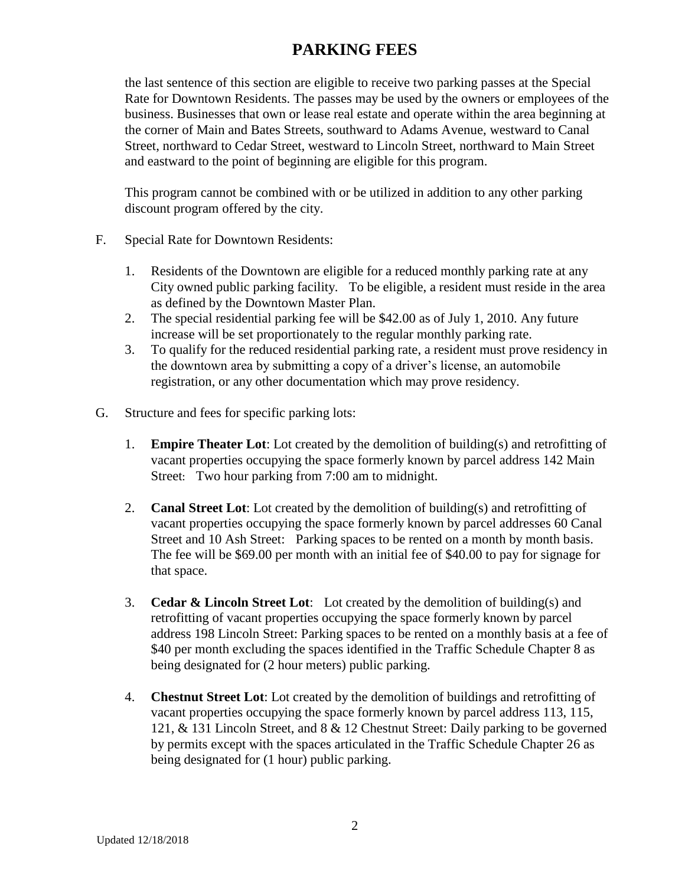the last sentence of this section are eligible to receive two parking passes at the Special Rate for Downtown Residents. The passes may be used by the owners or employees of the business. Businesses that own or lease real estate and operate within the area beginning at the corner of Main and Bates Streets, southward to Adams Avenue, westward to Canal Street, northward to Cedar Street, westward to Lincoln Street, northward to Main Street and eastward to the point of beginning are eligible for this program.

This program cannot be combined with or be utilized in addition to any other parking discount program offered by the city.

F. Special Rate for Downtown Residents:

1. Residents of the Downtown are eligible for a reduced monthly parking rate at any City owned public parking facility. To be eligible, a resident must reside in the area as defined by the Downtown Master Plan.
2. The special residential parking fee will be $42.00 as of July 1, 2010. Any future increase will be set proportionately to the regular monthly parking rate.
3. To qualify for the reduced residential parking rate, a resident must prove residency in the downtown area by submitting a copy of a driver's license, an automobile registration, or any other documentation which may prove residency.

G. Structure and fees for specific parking lots:

1. **Empire Theater Lot**: Lot created by the demolition of building(s) and retrofitting of vacant properties occupying the space formerly known by parcel address 142 Main Street: Two hour parking from 7:00 am to midnight.

2. **Canal Street Lot**: Lot created by the demolition of building(s) and retrofitting of vacant properties occupying the space formerly known by parcel addresses 60 Canal Street and 10 Ash Street: Parking spaces to be rented on a month by month basis. The fee will be $69.00 per month with an initial fee of $40.00 to pay for signage for that space.

3. **Cedar & Lincoln Street Lot**: Lot created by the demolition of building(s) and retrofitting of vacant properties occupying the space formerly known by parcel address 198 Lincoln Street: Parking spaces to be rented on a monthly basis at a fee of $40 per month excluding the spaces identified in the Traffic Schedule Chapter 8 as being designated for (2 hour meters) public parking.

4. **Chestnut Street Lot**: Lot created by the demolition of buildings and retrofitting of vacant properties occupying the space formerly known by parcel address 113, 115, 121, & 131 Lincoln Street, and 8 & 12 Chestnut Street: Daily parking to be governed by permits except with the spaces articulated in the Traffic Schedule Chapter 26 as being designated for (1 hour) public parking.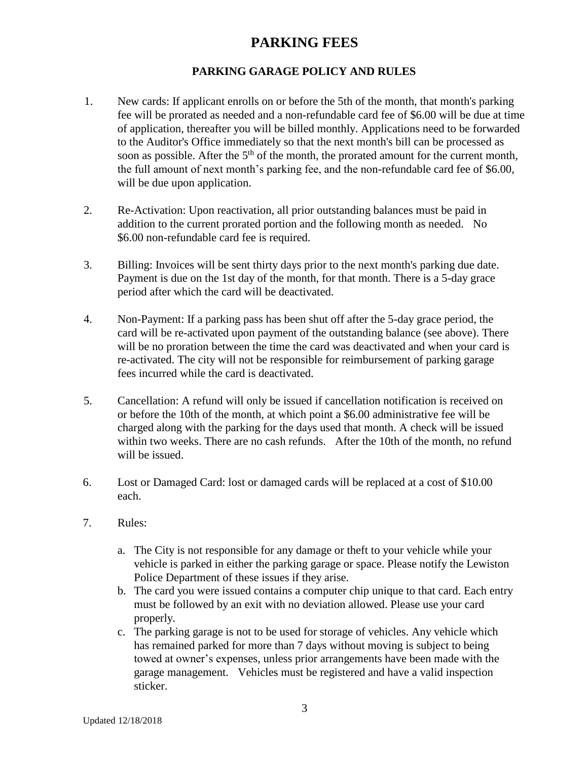# PARKING FEES

## PARKING GARAGE POLICY AND RULES

1. New cards: If applicant enrolls on or before the 5th of the month, that month's parking fee will be prorated as needed and a non-refundable card fee of $6.00 will be due at time of application, thereafter you will be billed monthly. Applications need to be forwarded to the Auditor's Office immediately so that the next month's bill can be processed as soon as possible. After the 5th of the month, the prorated amount for the current month, the full amount of next month's parking fee, and the non-refundable card fee of $6.00, will be due upon application.

2. Re-Activation: Upon reactivation, all prior outstanding balances must be paid in addition to the current prorated portion and the following month as needed. No $6.00 non-refundable card fee is required.

3. Billing: Invoices will be sent thirty days prior to the next month's parking due date. Payment is due on the 1st day of the month, for that month. There is a 5-day grace period after which the card will be deactivated.

4. Non-Payment: If a parking pass has been shut off after the 5-day grace period, the card will be re-activated upon payment of the outstanding balance (see above). There will be no proration between the time the card was deactivated and when your card is re-activated. The city will not be responsible for reimbursement of parking garage fees incurred while the card is deactivated.

5. Cancellation: A refund will only be issued if cancellation notification is received on or before the 10th of the month, at which point a $6.00 administrative fee will be charged along with the parking for the days used that month. A check will be issued within two weeks. There are no cash refunds. After the 10th of the month, no refund will be issued.

6. Lost or Damaged Card: lost or damaged cards will be replaced at a cost of $10.00 each.

7. Rules:

   a. The City is not responsible for any damage or theft to your vehicle while your vehicle is parked in either the parking garage or space. Please notify the Lewiston Police Department of these issues if they arise.
   b. The card you were issued contains a computer chip unique to that card. Each entry must be followed by an exit with no deviation allowed. Please use your card properly.
   c. The parking garage is not to be used for storage of vehicles. Any vehicle which has remained parked for more than 7 days without moving is subject to being towed at owner's expenses, unless prior arrangements have been made with the garage management. Vehicles must be registered and have a valid inspection sticker.

Updated 12/18/2018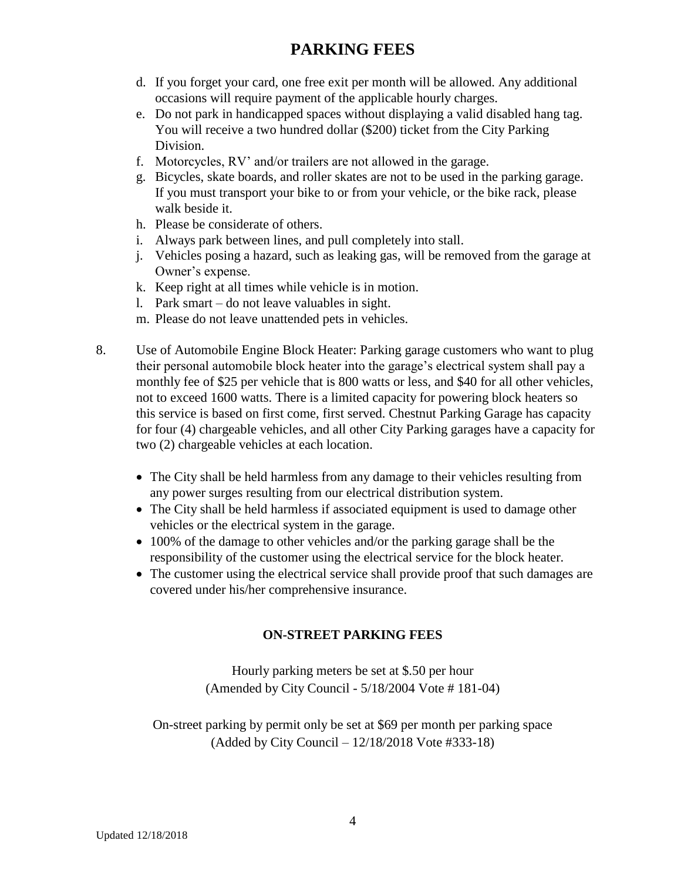# PARKING FEES

d. If you forget your card, one free exit per month will be allowed. Any additional occasions will require payment of the applicable hourly charges.
e. Do not park in handicapped spaces without displaying a valid disabled hang tag. You will receive a two hundred dollar ($200) ticket from the City Parking Division.
f. Motorcycles, RV' and/or trailers are not allowed in the garage.
g. Bicycles, skate boards, and roller skates are not to be used in the parking garage. If you must transport your bike to or from your vehicle, or the bike rack, please walk beside it.
h. Please be considerate of others.
i. Always park between lines, and pull completely into stall.
j. Vehicles posing a hazard, such as leaking gas, will be removed from the garage at Owner's expense.
k. Keep right at all times while vehicle is in motion.
l. Park smart – do not leave valuables in sight.
m. Please do not leave unattended pets in vehicles.

8. Use of Automobile Engine Block Heater: Parking garage customers who want to plug their personal automobile block heater into the garage's electrical system shall pay a monthly fee of $25 per vehicle that is 800 watts or less, and $40 for all other vehicles, not to exceed 1600 watts. There is a limited capacity for powering block heaters so this service is based on first come, first served. Chestnut Parking Garage has capacity for four (4) chargeable vehicles, and all other City Parking garages have a capacity for two (2) chargeable vehicles at each location.

   - The City shall be held harmless from any damage to their vehicles resulting from any power surges resulting from our electrical distribution system.
   - The City shall be held harmless if associated equipment is used to damage other vehicles or the electrical system in the garage.
   - 100% of the damage to other vehicles and/or the parking garage shall be the responsibility of the customer using the electrical service for the block heater.
   - The customer using the electrical service shall provide proof that such damages are covered under his/her comprehensive insurance.

### ON-STREET PARKING FEES

Hourly parking meters be set at $.50 per hour
(Amended by City Council - 5/18/2004 Vote # 181-04)

On-street parking by permit only be set at $69 per month per parking space
(Added by City Council – 12/18/2018 Vote #333-18)

Updated 12/18/2018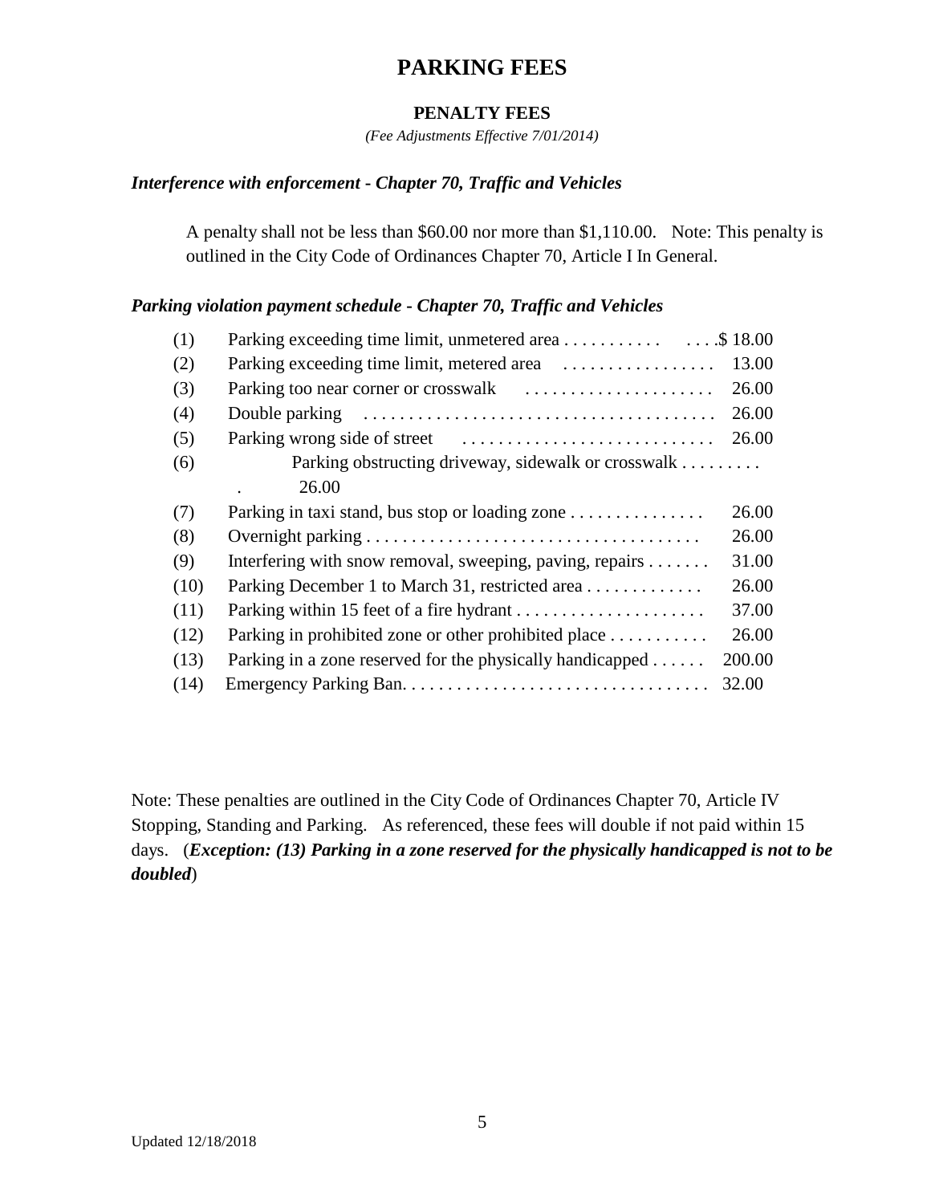# PARKING FEES

## PENALTY FEES

*(Fee Adjustments Effective 7/01/2014)*

### *Interference with enforcement - Chapter 70, Traffic and Vehicles*

A penalty shall not be less than $60.00 nor more than $1,110.00. Note: This penalty is outlined in the City Code of Ordinances Chapter 70, Article I In General.

### *Parking violation payment schedule - Chapter 70, Traffic and Vehicles*

| | | |
|---|---|---|
| (1) | Parking exceeding time limit, unmetered area | $ 18.00 |
| (2) | Parking exceeding time limit, metered area | 13.00 |
| (3) | Parking too near corner or crosswalk | 26.00 |
| (4) | Double parking | 26.00 |
| (5) | Parking wrong side of street | 26.00 |
| (6) | Parking obstructing driveway, sidewalk or crosswalk | 26.00 |
| (7) | Parking in taxi stand, bus stop or loading zone | 26.00 |
| (8) | Overnight parking | 26.00 |
| (9) | Interfering with snow removal, sweeping, paving, repairs | 31.00 |
| (10) | Parking December 1 to March 31, restricted area | 26.00 |
| (11) | Parking within 15 feet of a fire hydrant | 37.00 |
| (12) | Parking in prohibited zone or other prohibited place | 26.00 |
| (13) | Parking in a zone reserved for the physically handicapped | 200.00 |
| (14) | Emergency Parking Ban | 32.00 |

Note: These penalties are outlined in the City Code of Ordinances Chapter 70, Article IV Stopping, Standing and Parking. As referenced, these fees will double if not paid within 15 days. (***Exception: (13) Parking in a zone reserved for the physically handicapped is not to be doubled***)

Updated 12/18/2018